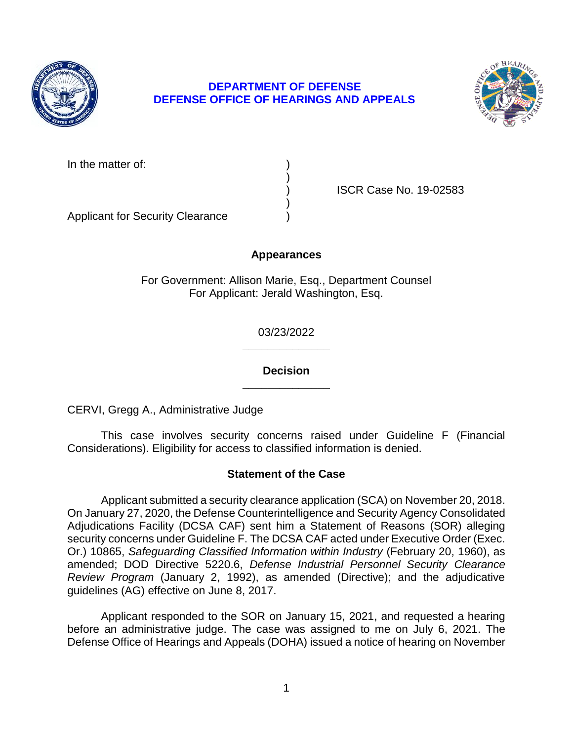**DEPARTMENT OF DEFENSE**
**DEFENSE OFFICE OF HEARINGS AND APPEALS**

In the matter of: )
)
) ISCR Case No. 19-02583
)
Applicant for Security Clearance )

**Appearances**

For Government: Allison Marie, Esq., Department Counsel
For Applicant: Jerald Washington, Esq.

03/23/2022

______________

**Decision**

______________

CERVI, Gregg A., Administrative Judge

This case involves security concerns raised under Guideline F (Financial Considerations). Eligibility for access to classified information is denied.

## Statement of the Case

Applicant submitted a security clearance application (SCA) on November 20, 2018. On January 27, 2020, the Defense Counterintelligence and Security Agency Consolidated Adjudications Facility (DCSA CAF) sent him a Statement of Reasons (SOR) alleging security concerns under Guideline F. The DCSA CAF acted under Executive Order (Exec. Or.) 10865, *Safeguarding Classified Information within Industry* (February 20, 1960), as amended; DOD Directive 5220.6, *Defense Industrial Personnel Security Clearance Review Program* (January 2, 1992), as amended (Directive); and the adjudicative guidelines (AG) effective on June 8, 2017.

Applicant responded to the SOR on January 15, 2021, and requested a hearing before an administrative judge. The case was assigned to me on July 6, 2021. The Defense Office of Hearings and Appeals (DOHA) issued a notice of hearing on November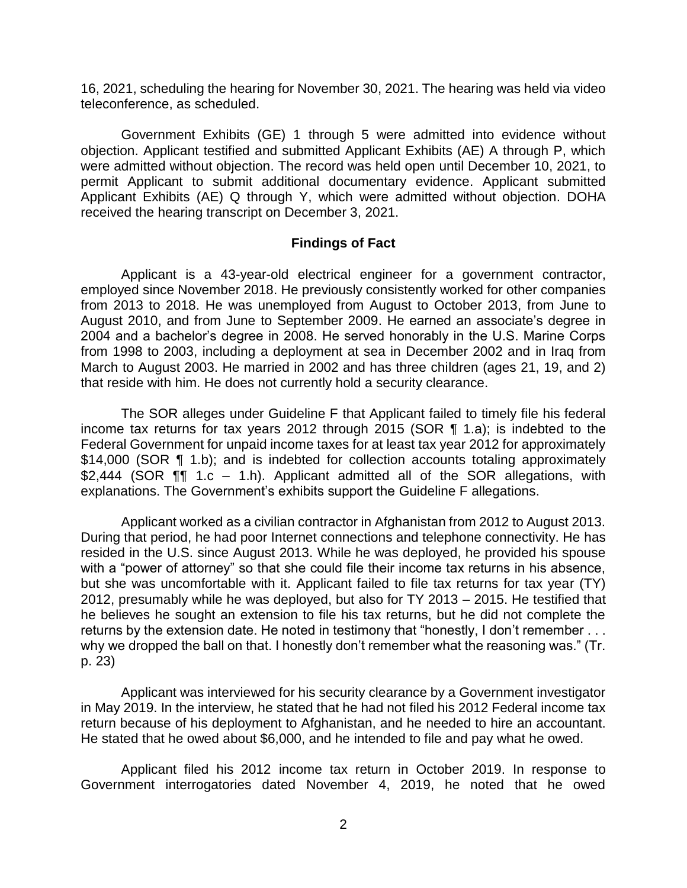16, 2021, scheduling the hearing for November 30, 2021. The hearing was held via video teleconference, as scheduled.

Government Exhibits (GE) 1 through 5 were admitted into evidence without objection. Applicant testified and submitted Applicant Exhibits (AE) A through P, which were admitted without objection. The record was held open until December 10, 2021, to permit Applicant to submit additional documentary evidence. Applicant submitted Applicant Exhibits (AE) Q through Y, which were admitted without objection. DOHA received the hearing transcript on December 3, 2021.

## Findings of Fact

Applicant is a 43-year-old electrical engineer for a government contractor, employed since November 2018. He previously consistently worked for other companies from 2013 to 2018. He was unemployed from August to October 2013, from June to August 2010, and from June to September 2009. He earned an associate's degree in 2004 and a bachelor's degree in 2008. He served honorably in the U.S. Marine Corps from 1998 to 2003, including a deployment at sea in December 2002 and in Iraq from March to August 2003. He married in 2002 and has three children (ages 21, 19, and 2) that reside with him. He does not currently hold a security clearance.

The SOR alleges under Guideline F that Applicant failed to timely file his federal income tax returns for tax years 2012 through 2015 (SOR ¶ 1.a); is indebted to the Federal Government for unpaid income taxes for at least tax year 2012 for approximately $14,000 (SOR ¶ 1.b); and is indebted for collection accounts totaling approximately $2,444 (SOR ¶¶ 1.c – 1.h). Applicant admitted all of the SOR allegations, with explanations. The Government's exhibits support the Guideline F allegations.

Applicant worked as a civilian contractor in Afghanistan from 2012 to August 2013. During that period, he had poor Internet connections and telephone connectivity. He has resided in the U.S. since August 2013. While he was deployed, he provided his spouse with a "power of attorney" so that she could file their income tax returns in his absence, but she was uncomfortable with it. Applicant failed to file tax returns for tax year (TY) 2012, presumably while he was deployed, but also for TY 2013 – 2015. He testified that he believes he sought an extension to file his tax returns, but he did not complete the returns by the extension date. He noted in testimony that "honestly, I don't remember . . . why we dropped the ball on that. I honestly don't remember what the reasoning was." (Tr. p. 23)

Applicant was interviewed for his security clearance by a Government investigator in May 2019. In the interview, he stated that he had not filed his 2012 Federal income tax return because of his deployment to Afghanistan, and he needed to hire an accountant. He stated that he owed about $6,000, and he intended to file and pay what he owed.

Applicant filed his 2012 income tax return in October 2019. In response to Government interrogatories dated November 4, 2019, he noted that he owed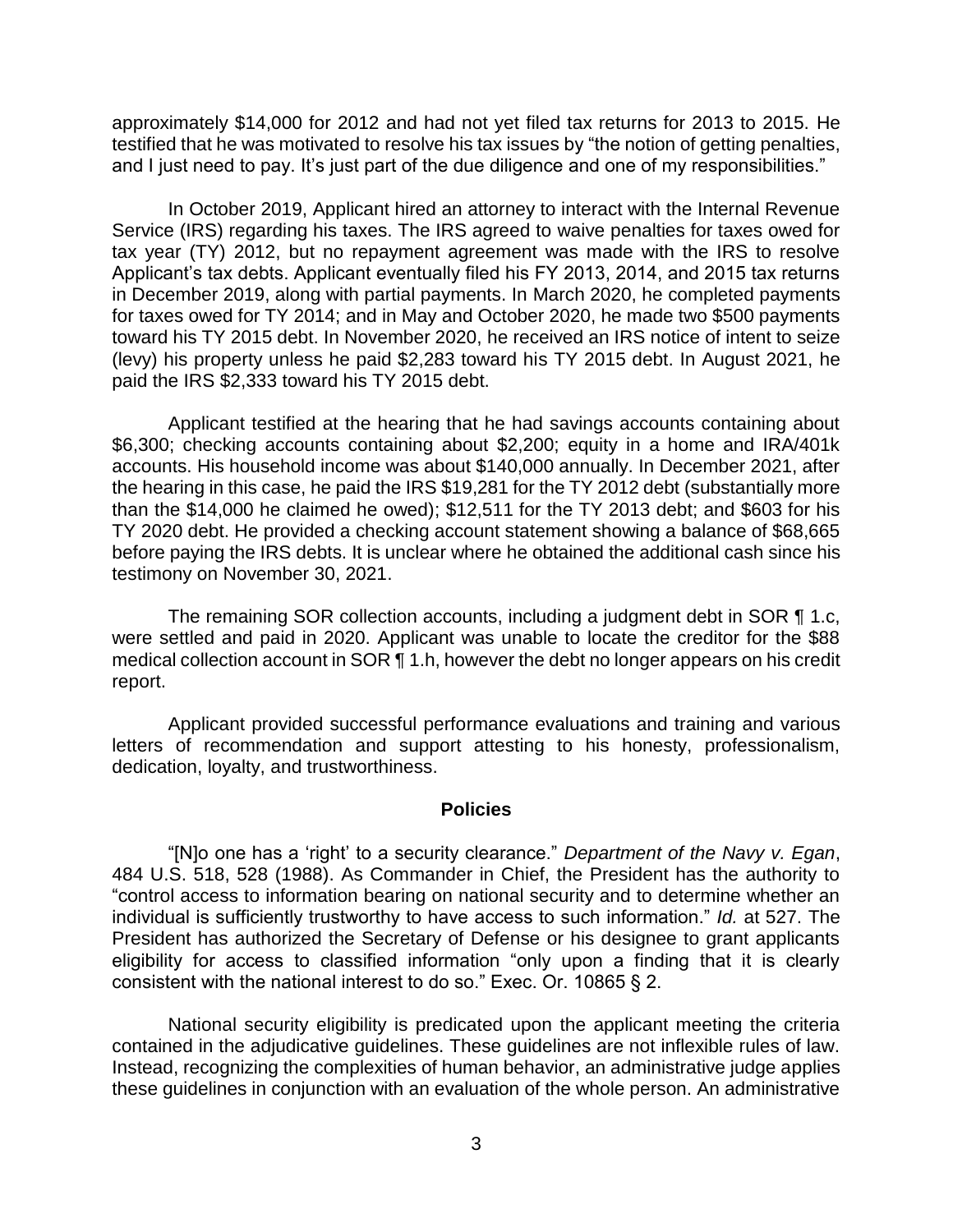approximately $14,000 for 2012 and had not yet filed tax returns for 2013 to 2015. He testified that he was motivated to resolve his tax issues by "the notion of getting penalties, and I just need to pay. It's just part of the due diligence and one of my responsibilities."

In October 2019, Applicant hired an attorney to interact with the Internal Revenue Service (IRS) regarding his taxes. The IRS agreed to waive penalties for taxes owed for tax year (TY) 2012, but no repayment agreement was made with the IRS to resolve Applicant's tax debts. Applicant eventually filed his FY 2013, 2014, and 2015 tax returns in December 2019, along with partial payments. In March 2020, he completed payments for taxes owed for TY 2014; and in May and October 2020, he made two $500 payments toward his TY 2015 debt. In November 2020, he received an IRS notice of intent to seize (levy) his property unless he paid $2,283 toward his TY 2015 debt. In August 2021, he paid the IRS $2,333 toward his TY 2015 debt.

Applicant testified at the hearing that he had savings accounts containing about $6,300; checking accounts containing about $2,200; equity in a home and IRA/401k accounts. His household income was about $140,000 annually. In December 2021, after the hearing in this case, he paid the IRS $19,281 for the TY 2012 debt (substantially more than the $14,000 he claimed he owed); $12,511 for the TY 2013 debt; and $603 for his TY 2020 debt. He provided a checking account statement showing a balance of $68,665 before paying the IRS debts. It is unclear where he obtained the additional cash since his testimony on November 30, 2021.

The remaining SOR collection accounts, including a judgment debt in SOR ¶ 1.c, were settled and paid in 2020. Applicant was unable to locate the creditor for the $88 medical collection account in SOR ¶ 1.h, however the debt no longer appears on his credit report.

Applicant provided successful performance evaluations and training and various letters of recommendation and support attesting to his honesty, professionalism, dedication, loyalty, and trustworthiness.

## Policies

"[N]o one has a 'right' to a security clearance." *Department of the Navy v. Egan*, 484 U.S. 518, 528 (1988). As Commander in Chief, the President has the authority to "control access to information bearing on national security and to determine whether an individual is sufficiently trustworthy to have access to such information." *Id.* at 527. The President has authorized the Secretary of Defense or his designee to grant applicants eligibility for access to classified information "only upon a finding that it is clearly consistent with the national interest to do so." Exec. Or. 10865 § 2.

National security eligibility is predicated upon the applicant meeting the criteria contained in the adjudicative guidelines. These guidelines are not inflexible rules of law. Instead, recognizing the complexities of human behavior, an administrative judge applies these guidelines in conjunction with an evaluation of the whole person. An administrative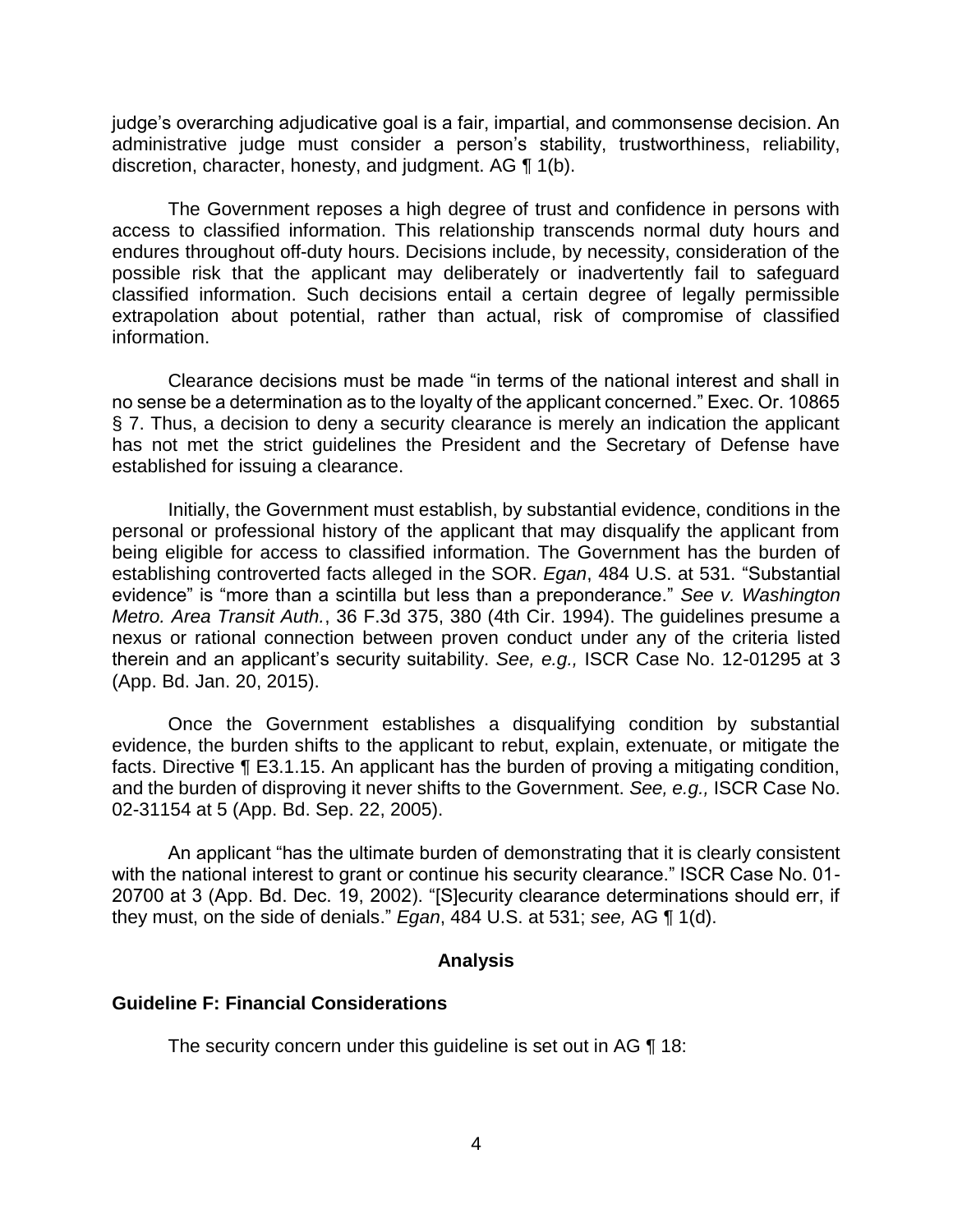judge's overarching adjudicative goal is a fair, impartial, and commonsense decision. An administrative judge must consider a person's stability, trustworthiness, reliability, discretion, character, honesty, and judgment. AG ¶ 1(b).

The Government reposes a high degree of trust and confidence in persons with access to classified information. This relationship transcends normal duty hours and endures throughout off-duty hours. Decisions include, by necessity, consideration of the possible risk that the applicant may deliberately or inadvertently fail to safeguard classified information. Such decisions entail a certain degree of legally permissible extrapolation about potential, rather than actual, risk of compromise of classified information.

Clearance decisions must be made "in terms of the national interest and shall in no sense be a determination as to the loyalty of the applicant concerned." Exec. Or. 10865 § 7. Thus, a decision to deny a security clearance is merely an indication the applicant has not met the strict guidelines the President and the Secretary of Defense have established for issuing a clearance.

Initially, the Government must establish, by substantial evidence, conditions in the personal or professional history of the applicant that may disqualify the applicant from being eligible for access to classified information. The Government has the burden of establishing controverted facts alleged in the SOR. *Egan*, 484 U.S. at 531. "Substantial evidence" is "more than a scintilla but less than a preponderance." *See v. Washington Metro. Area Transit Auth.*, 36 F.3d 375, 380 (4th Cir. 1994). The guidelines presume a nexus or rational connection between proven conduct under any of the criteria listed therein and an applicant's security suitability. *See, e.g.,* ISCR Case No. 12-01295 at 3 (App. Bd. Jan. 20, 2015).

Once the Government establishes a disqualifying condition by substantial evidence, the burden shifts to the applicant to rebut, explain, extenuate, or mitigate the facts. Directive ¶ E3.1.15. An applicant has the burden of proving a mitigating condition, and the burden of disproving it never shifts to the Government. *See, e.g.,* ISCR Case No. 02-31154 at 5 (App. Bd. Sep. 22, 2005).

An applicant "has the ultimate burden of demonstrating that it is clearly consistent with the national interest to grant or continue his security clearance." ISCR Case No. 01-20700 at 3 (App. Bd. Dec. 19, 2002). "[S]ecurity clearance determinations should err, if they must, on the side of denials." *Egan*, 484 U.S. at 531; *see,* AG ¶ 1(d).

## Analysis

### Guideline F: Financial Considerations

The security concern under this guideline is set out in AG ¶ 18: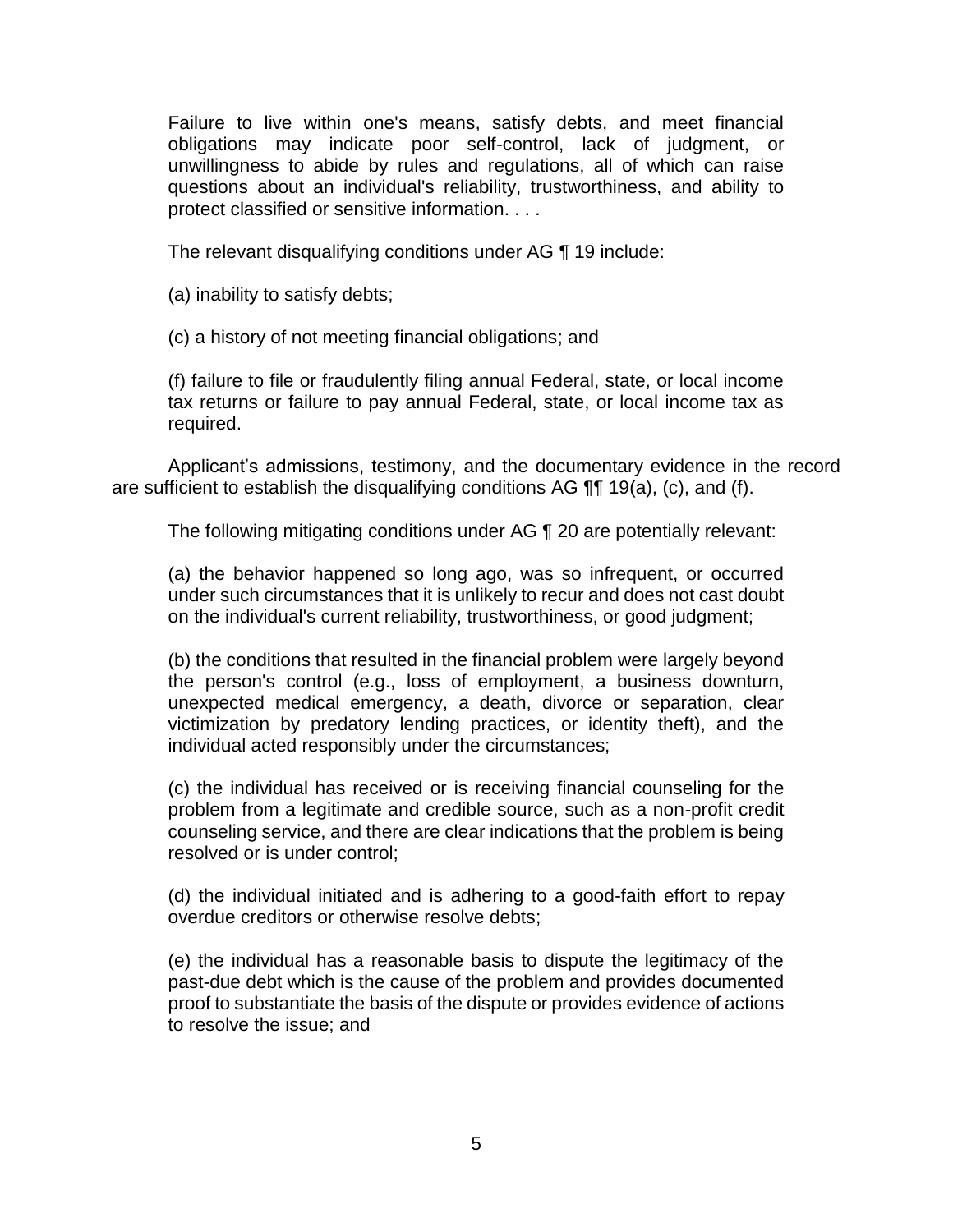> Failure to live within one's means, satisfy debts, and meet financial obligations may indicate poor self-control, lack of judgment, or unwillingness to abide by rules and regulations, all of which can raise questions about an individual's reliability, trustworthiness, and ability to protect classified or sensitive information. . . .

The relevant disqualifying conditions under AG ¶ 19 include:

> (a) inability to satisfy debts;
>
> (c) a history of not meeting financial obligations; and
>
> (f) failure to file or fraudulently filing annual Federal, state, or local income tax returns or failure to pay annual Federal, state, or local income tax as required.

Applicant's admissions, testimony, and the documentary evidence in the record are sufficient to establish the disqualifying conditions AG ¶¶ 19(a), (c), and (f).

The following mitigating conditions under AG ¶ 20 are potentially relevant:

> (a) the behavior happened so long ago, was so infrequent, or occurred under such circumstances that it is unlikely to recur and does not cast doubt on the individual's current reliability, trustworthiness, or good judgment;
>
> (b) the conditions that resulted in the financial problem were largely beyond the person's control (e.g., loss of employment, a business downturn, unexpected medical emergency, a death, divorce or separation, clear victimization by predatory lending practices, or identity theft), and the individual acted responsibly under the circumstances;
>
> (c) the individual has received or is receiving financial counseling for the problem from a legitimate and credible source, such as a non-profit credit counseling service, and there are clear indications that the problem is being resolved or is under control;
>
> (d) the individual initiated and is adhering to a good-faith effort to repay overdue creditors or otherwise resolve debts;
>
> (e) the individual has a reasonable basis to dispute the legitimacy of the past-due debt which is the cause of the problem and provides documented proof to substantiate the basis of the dispute or provides evidence of actions to resolve the issue; and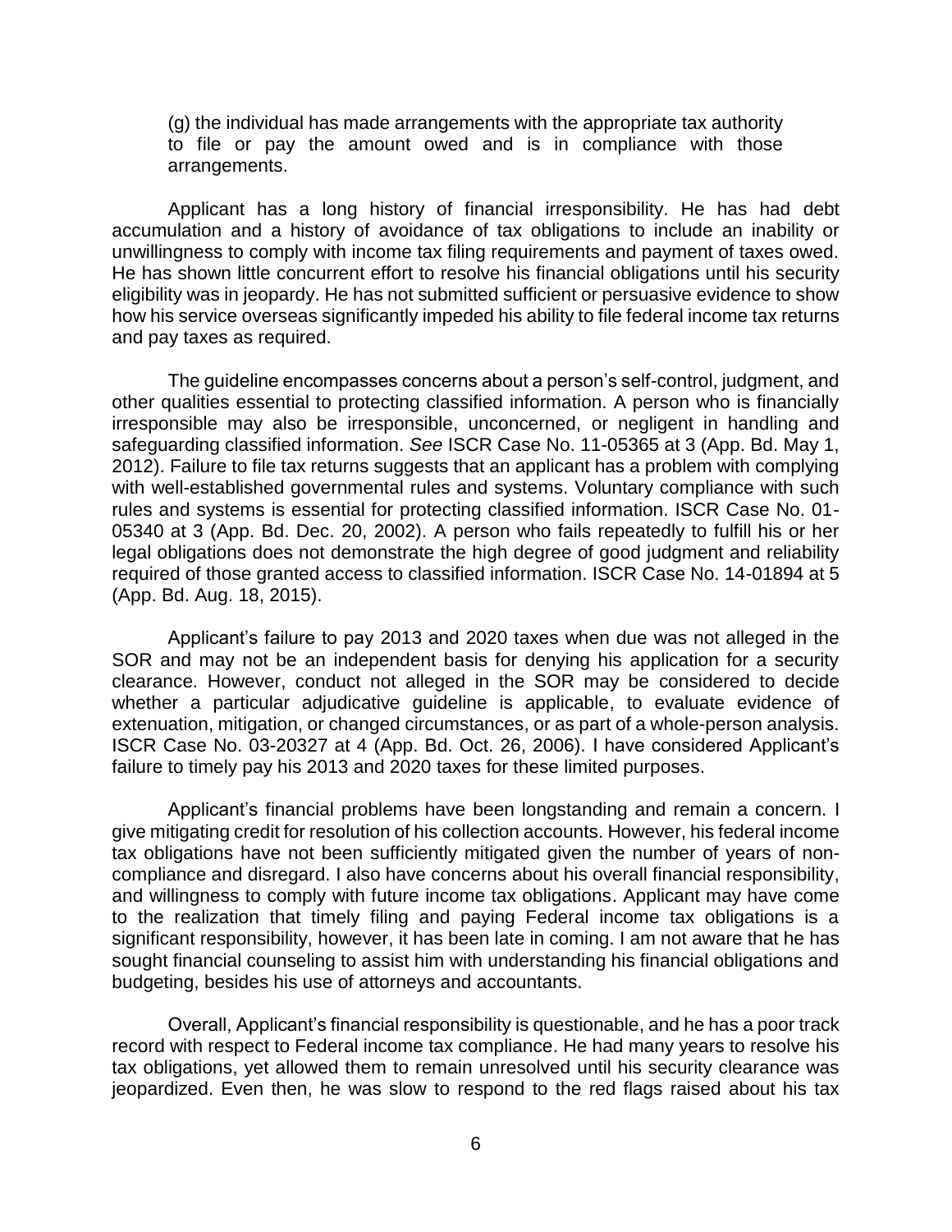(g) the individual has made arrangements with the appropriate tax authority to file or pay the amount owed and is in compliance with those arrangements.

Applicant has a long history of financial irresponsibility. He has had debt accumulation and a history of avoidance of tax obligations to include an inability or unwillingness to comply with income tax filing requirements and payment of taxes owed. He has shown little concurrent effort to resolve his financial obligations until his security eligibility was in jeopardy. He has not submitted sufficient or persuasive evidence to show how his service overseas significantly impeded his ability to file federal income tax returns and pay taxes as required.

The guideline encompasses concerns about a person's self-control, judgment, and other qualities essential to protecting classified information. A person who is financially irresponsible may also be irresponsible, unconcerned, or negligent in handling and safeguarding classified information. *See* ISCR Case No. 11-05365 at 3 (App. Bd. May 1, 2012). Failure to file tax returns suggests that an applicant has a problem with complying with well-established governmental rules and systems. Voluntary compliance with such rules and systems is essential for protecting classified information. ISCR Case No. 01-05340 at 3 (App. Bd. Dec. 20, 2002). A person who fails repeatedly to fulfill his or her legal obligations does not demonstrate the high degree of good judgment and reliability required of those granted access to classified information. ISCR Case No. 14-01894 at 5 (App. Bd. Aug. 18, 2015).

Applicant's failure to pay 2013 and 2020 taxes when due was not alleged in the SOR and may not be an independent basis for denying his application for a security clearance. However, conduct not alleged in the SOR may be considered to decide whether a particular adjudicative guideline is applicable, to evaluate evidence of extenuation, mitigation, or changed circumstances, or as part of a whole-person analysis. ISCR Case No. 03-20327 at 4 (App. Bd. Oct. 26, 2006). I have considered Applicant's failure to timely pay his 2013 and 2020 taxes for these limited purposes.

Applicant's financial problems have been longstanding and remain a concern. I give mitigating credit for resolution of his collection accounts. However, his federal income tax obligations have not been sufficiently mitigated given the number of years of non-compliance and disregard. I also have concerns about his overall financial responsibility, and willingness to comply with future income tax obligations. Applicant may have come to the realization that timely filing and paying Federal income tax obligations is a significant responsibility, however, it has been late in coming. I am not aware that he has sought financial counseling to assist him with understanding his financial obligations and budgeting, besides his use of attorneys and accountants.

Overall, Applicant's financial responsibility is questionable, and he has a poor track record with respect to Federal income tax compliance. He had many years to resolve his tax obligations, yet allowed them to remain unresolved until his security clearance was jeopardized. Even then, he was slow to respond to the red flags raised about his tax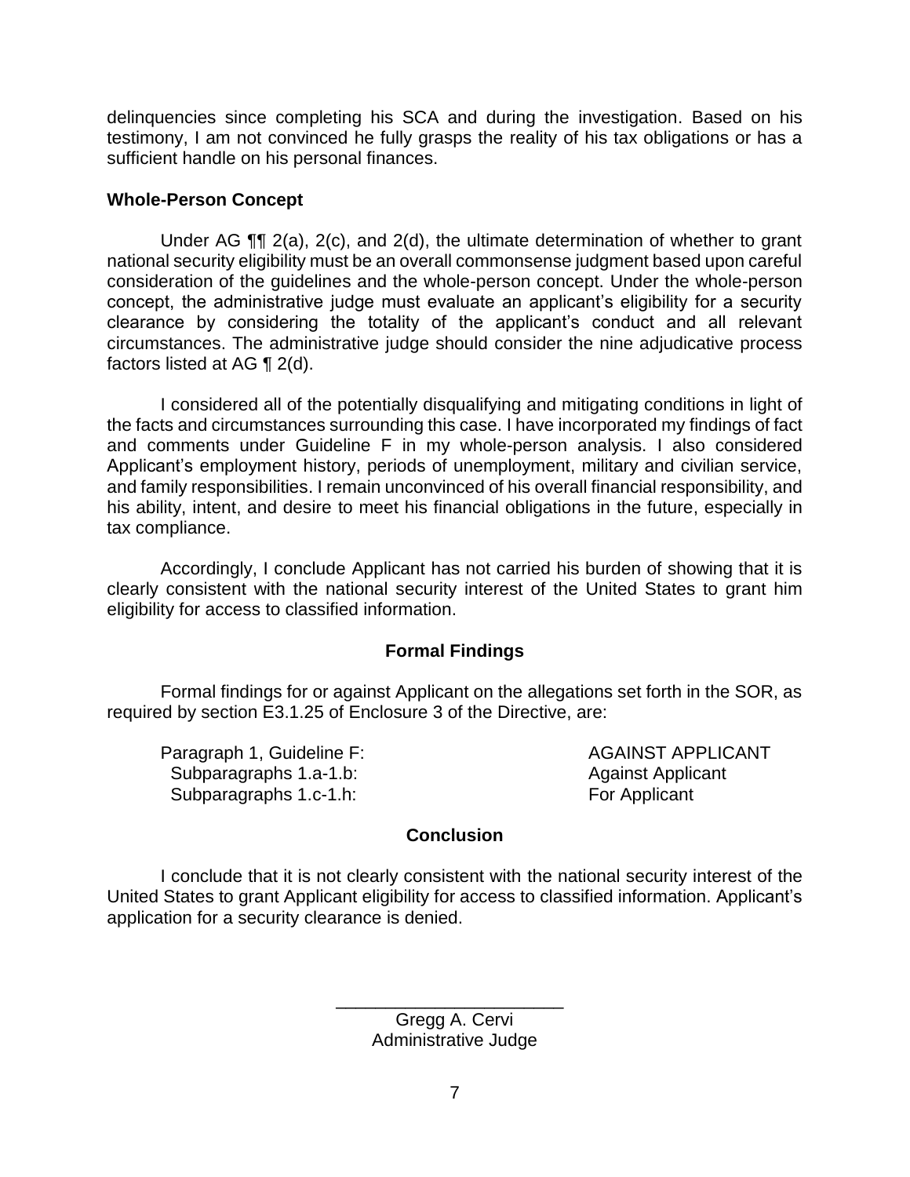delinquencies since completing his SCA and during the investigation. Based on his testimony, I am not convinced he fully grasps the reality of his tax obligations or has a sufficient handle on his personal finances.

**Whole-Person Concept**

Under AG ¶¶ 2(a), 2(c), and 2(d), the ultimate determination of whether to grant national security eligibility must be an overall commonsense judgment based upon careful consideration of the guidelines and the whole-person concept. Under the whole-person concept, the administrative judge must evaluate an applicant's eligibility for a security clearance by considering the totality of the applicant's conduct and all relevant circumstances. The administrative judge should consider the nine adjudicative process factors listed at AG ¶ 2(d).

I considered all of the potentially disqualifying and mitigating conditions in light of the facts and circumstances surrounding this case. I have incorporated my findings of fact and comments under Guideline F in my whole-person analysis. I also considered Applicant's employment history, periods of unemployment, military and civilian service, and family responsibilities. I remain unconvinced of his overall financial responsibility, and his ability, intent, and desire to meet his financial obligations in the future, especially in tax compliance.

Accordingly, I conclude Applicant has not carried his burden of showing that it is clearly consistent with the national security interest of the United States to grant him eligibility for access to classified information.

**Formal Findings**

Formal findings for or against Applicant on the allegations set forth in the SOR, as required by section E3.1.25 of Enclosure 3 of the Directive, are:

| | |
|---|---|
| Paragraph 1, Guideline F: | AGAINST APPLICANT |
| Subparagraphs 1.a-1.b: | Against Applicant |
| Subparagraphs 1.c-1.h: | For Applicant |

**Conclusion**

I conclude that it is not clearly consistent with the national security interest of the United States to grant Applicant eligibility for access to classified information. Applicant's application for a security clearance is denied.

\_\_\_\_\_\_\_\_\_\_\_\_\_\_\_\_\_\_\_\_\_\_\_\_

Gregg A. Cervi
Administrative Judge